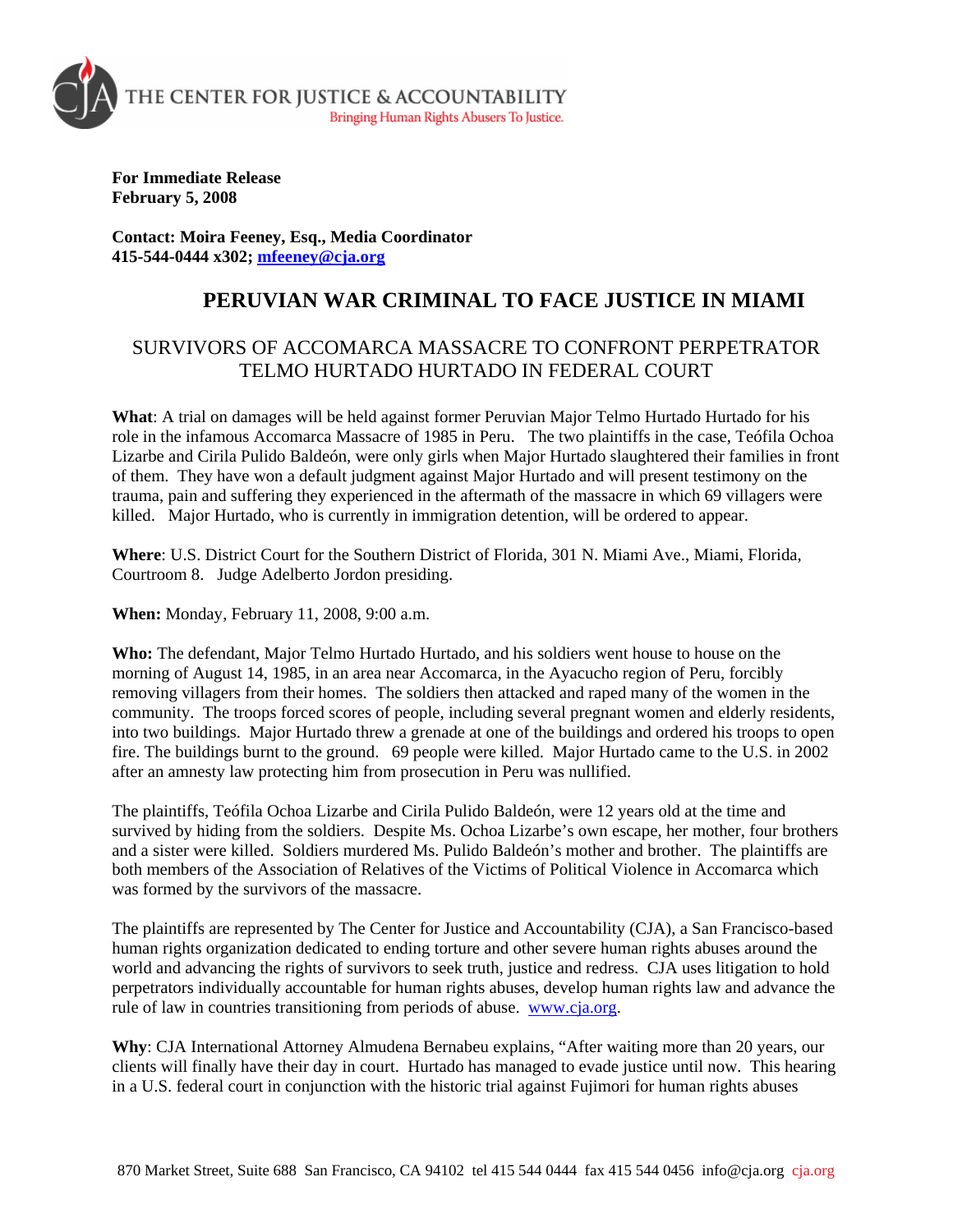THE CENTER FOR JUSTICE & ACCOUNTABILITY
Bringing Human Rights Abusers To Justice.

**For Immediate Release**
**February 5, 2008**

**Contact: Moira Feeney, Esq., Media Coordinator**
**415-544-0444 x302; mfeeney@cja.org**

# PERUVIAN WAR CRIMINAL TO FACE JUSTICE IN MIAMI

## SURVIVORS OF ACCOMARCA MASSACRE TO CONFRONT PERPETRATOR TELMO HURTADO HURTADO IN FEDERAL COURT

**What**: A trial on damages will be held against former Peruvian Major Telmo Hurtado Hurtado for his role in the infamous Accomarca Massacre of 1985 in Peru. The two plaintiffs in the case, Teófila Ochoa Lizarbe and Cirila Pulido Baldeón, were only girls when Major Hurtado slaughtered their families in front of them. They have won a default judgment against Major Hurtado and will present testimony on the trauma, pain and suffering they experienced in the aftermath of the massacre in which 69 villagers were killed. Major Hurtado, who is currently in immigration detention, will be ordered to appear.

**Where**: U.S. District Court for the Southern District of Florida, 301 N. Miami Ave., Miami, Florida, Courtroom 8. Judge Adelberto Jordon presiding.

**When:** Monday, February 11, 2008, 9:00 a.m.

**Who:** The defendant, Major Telmo Hurtado Hurtado, and his soldiers went house to house on the morning of August 14, 1985, in an area near Accomarca, in the Ayacucho region of Peru, forcibly removing villagers from their homes. The soldiers then attacked and raped many of the women in the community. The troops forced scores of people, including several pregnant women and elderly residents, into two buildings. Major Hurtado threw a grenade at one of the buildings and ordered his troops to open fire. The buildings burnt to the ground. 69 people were killed. Major Hurtado came to the U.S. in 2002 after an amnesty law protecting him from prosecution in Peru was nullified.

The plaintiffs, Teófila Ochoa Lizarbe and Cirila Pulido Baldeón, were 12 years old at the time and survived by hiding from the soldiers. Despite Ms. Ochoa Lizarbe's own escape, her mother, four brothers and a sister were killed. Soldiers murdered Ms. Pulido Baldeón's mother and brother. The plaintiffs are both members of the Association of Relatives of the Victims of Political Violence in Accomarca which was formed by the survivors of the massacre.

The plaintiffs are represented by The Center for Justice and Accountability (CJA), a San Francisco-based human rights organization dedicated to ending torture and other severe human rights abuses around the world and advancing the rights of survivors to seek truth, justice and redress. CJA uses litigation to hold perpetrators individually accountable for human rights abuses, develop human rights law and advance the rule of law in countries transitioning from periods of abuse. www.cja.org.

**Why**: CJA International Attorney Almudena Bernabeu explains, "After waiting more than 20 years, our clients will finally have their day in court. Hurtado has managed to evade justice until now. This hearing in a U.S. federal court in conjunction with the historic trial against Fujimori for human rights abuses

870 Market Street, Suite 688 San Francisco, CA 94102 tel 415 544 0444 fax 415 544 0456 info@cja.org cja.org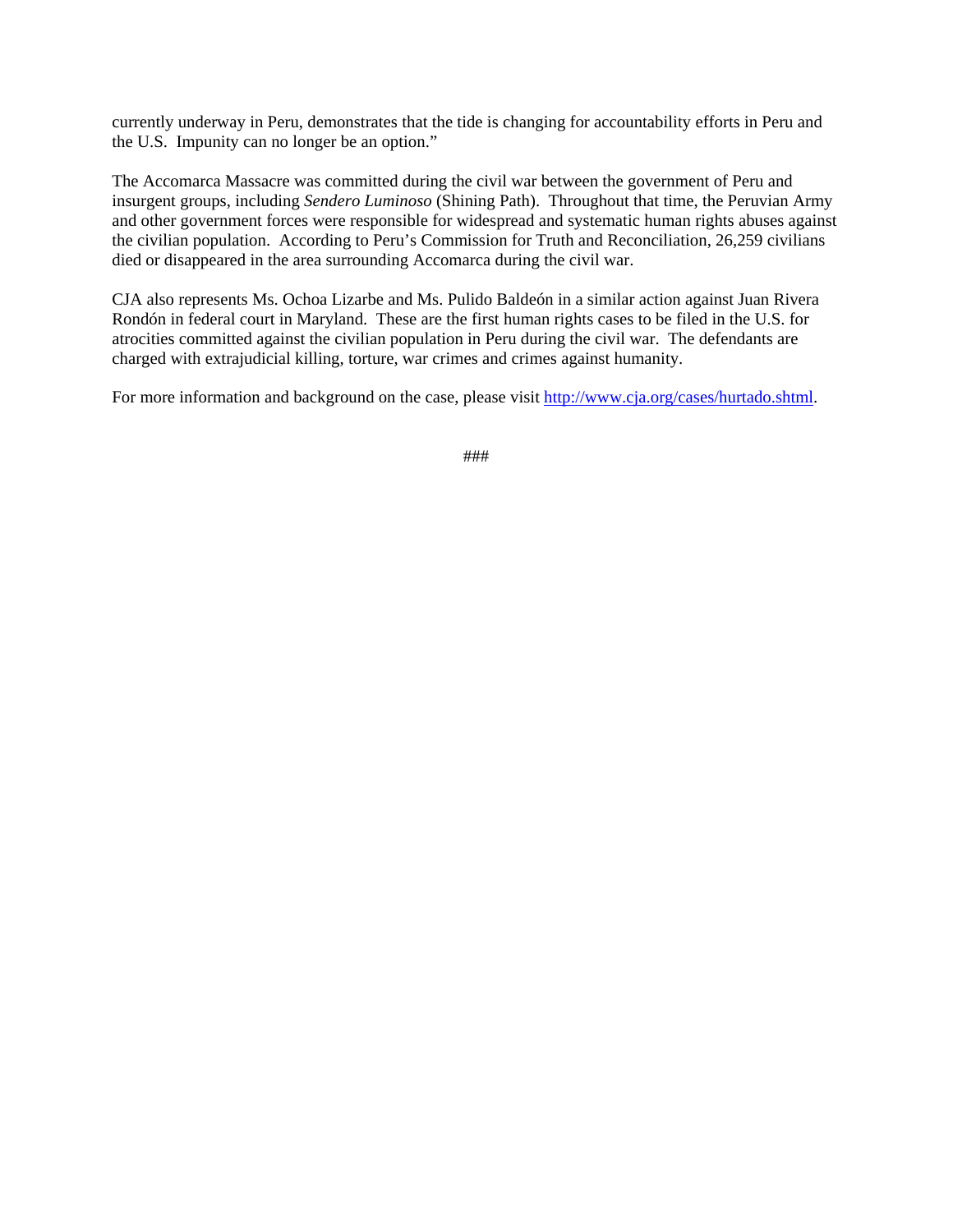currently underway in Peru, demonstrates that the tide is changing for accountability efforts in Peru and the U.S. Impunity can no longer be an option."

The Accomarca Massacre was committed during the civil war between the government of Peru and insurgent groups, including *Sendero Luminoso* (Shining Path). Throughout that time, the Peruvian Army and other government forces were responsible for widespread and systematic human rights abuses against the civilian population. According to Peru's Commission for Truth and Reconciliation, 26,259 civilians died or disappeared in the area surrounding Accomarca during the civil war.

CJA also represents Ms. Ochoa Lizarbe and Ms. Pulido Baldeón in a similar action against Juan Rivera Rondón in federal court in Maryland. These are the first human rights cases to be filed in the U.S. for atrocities committed against the civilian population in Peru during the civil war. The defendants are charged with extrajudicial killing, torture, war crimes and crimes against humanity.

For more information and background on the case, please visit http://www.cja.org/cases/hurtado.shtml.

###